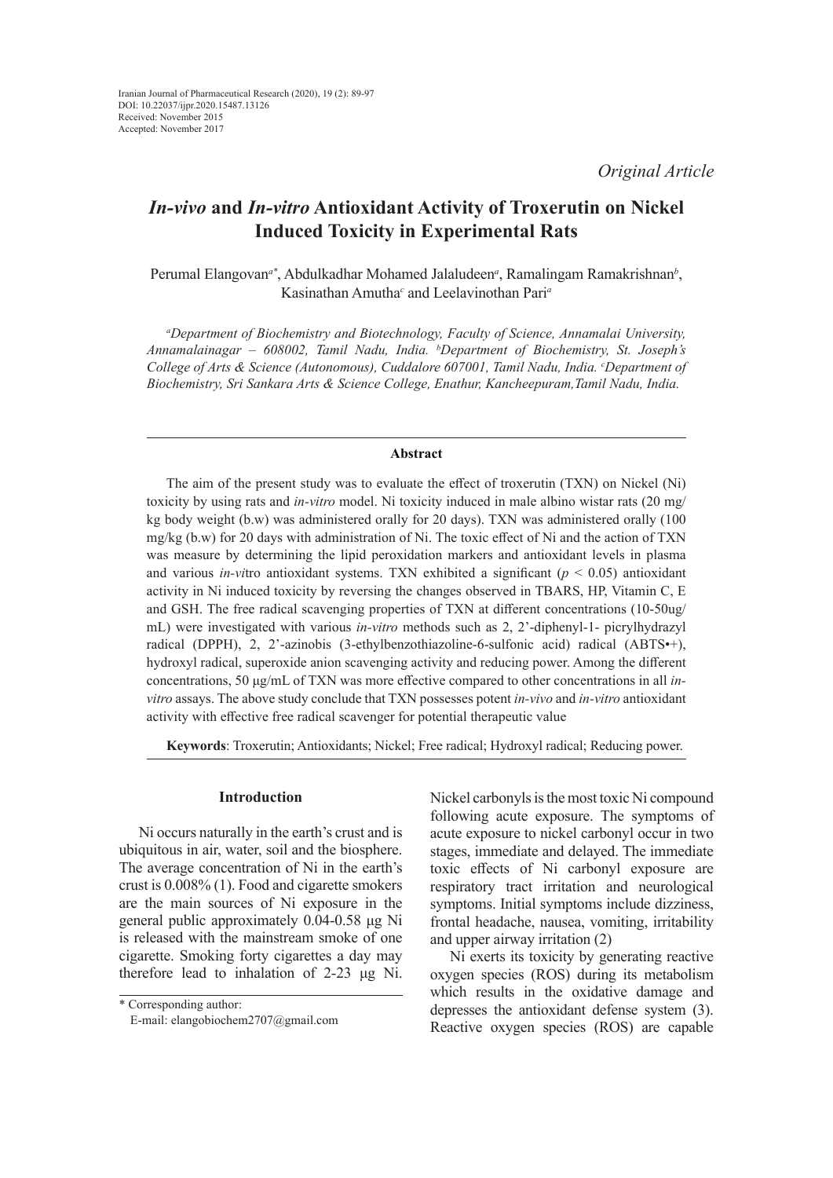Iranian Journal of Pharmaceutical Research (2020), 19 (2): 89-97
DOI: 10.22037/ijpr.2020.15487.13126
Received: November 2015
Accepted: November 2017

*Original Article*

# *In-vivo* and *In-vitro* Antioxidant Activity of Troxerutin on Nickel Induced Toxicity in Experimental Rats

Perumal Elangovan[a*], Abdulkadhar Mohamed Jalaludeen[a], Ramalingam Ramakrishnan[b], Kasinathan Amutha[c] and Leelavinothan Pari[a]

*[a]Department of Biochemistry and Biotechnology, Faculty of Science, Annamalai University, Annamalainagar – 608002, Tamil Nadu, India. [b]Department of Biochemistry, St. Joseph's College of Arts & Science (Autonomous), Cuddalore 607001, Tamil Nadu, India. [c]Department of Biochemistry, Sri Sankara Arts & Science College, Enathur, Kancheepuram, Tamil Nadu, India.*

## Abstract

The aim of the present study was to evaluate the effect of troxerutin (TXN) on Nickel (Ni) toxicity by using rats and *in-vitro* model. Ni toxicity induced in male albino wistar rats (20 mg/kg body weight (b.w) was administered orally for 20 days). TXN was administered orally (100 mg/kg (b.w) for 20 days with administration of Ni. The toxic effect of Ni and the action of TXN was measure by determining the lipid peroxidation markers and antioxidant levels in plasma and various *in-vi*tro antioxidant systems. TXN exhibited a significant ($p < 0.05$) antioxidant activity in Ni induced toxicity by reversing the changes observed in TBARS, HP, Vitamin C, E and GSH. The free radical scavenging properties of TXN at different concentrations (10-50ug/mL) were investigated with various *in-vitro* methods such as 2, 2'-diphenyl-1- picrylhydrazyl radical (DPPH), 2, 2'-azinobis (3-ethylbenzothiazoline-6-sulfonic acid) radical (ABTS•+), hydroxyl radical, superoxide anion scavenging activity and reducing power. Among the different concentrations, 50 µg/mL of TXN was more effective compared to other concentrations in all *in-vitro* assays. The above study conclude that TXN possesses potent *in-vivo* and *in-vitro* antioxidant activity with effective free radical scavenger for potential therapeutic value

**Keywords**: Troxerutin; Antioxidants; Nickel; Free radical; Hydroxyl radical; Reducing power.

## Introduction

Ni occurs naturally in the earth's crust and is ubiquitous in air, water, soil and the biosphere. The average concentration of Ni in the earth's crust is 0.008% (1). Food and cigarette smokers are the main sources of Ni exposure in the general public approximately 0.04-0.58 µg Ni is released with the mainstream smoke of one cigarette. Smoking forty cigarettes a day may therefore lead to inhalation of 2-23 µg Ni. Nickel carbonyls is the most toxic Ni compound following acute exposure. The symptoms of acute exposure to nickel carbonyl occur in two stages, immediate and delayed. The immediate toxic effects of Ni carbonyl exposure are respiratory tract irritation and neurological symptoms. Initial symptoms include dizziness, frontal headache, nausea, vomiting, irritability and upper airway irritation (2)

Ni exerts its toxicity by generating reactive oxygen species (ROS) during its metabolism which results in the oxidative damage and depresses the antioxidant defense system (3). Reactive oxygen species (ROS) are capable

\* Corresponding author:
E-mail: elangobiochem2707@gmail.com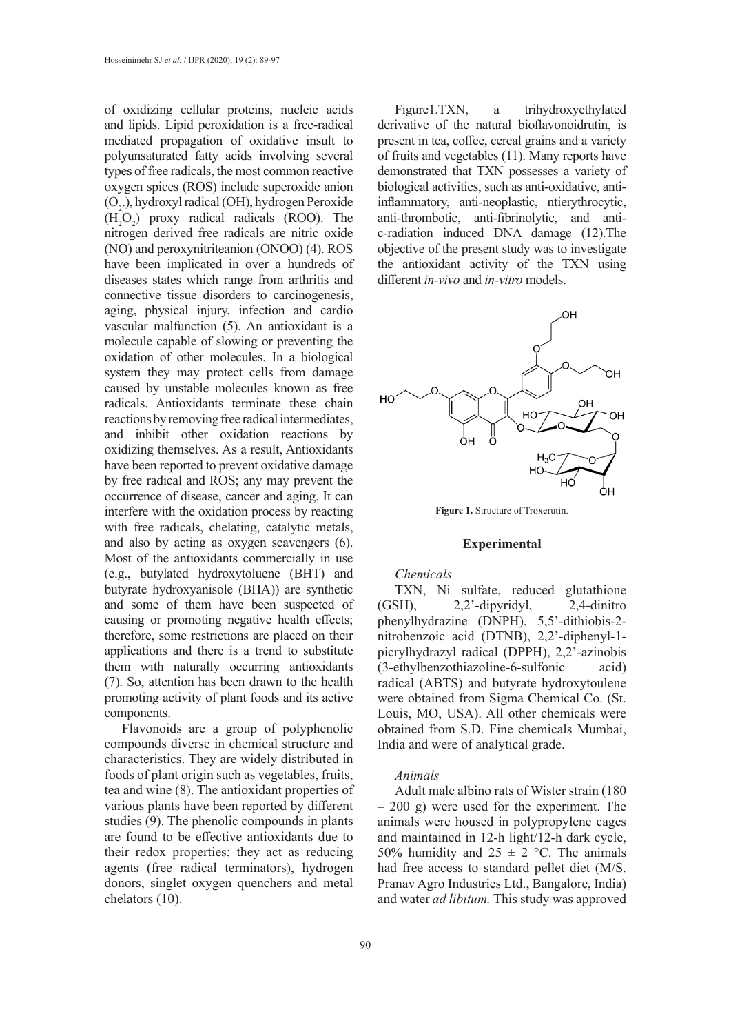of oxidizing cellular proteins, nucleic acids and lipids. Lipid peroxidation is a free-radical mediated propagation of oxidative insult to polyunsaturated fatty acids involving several types of free radicals, the most common reactive oxygen spices (ROS) include superoxide anion ($O_2$.), hydroxyl radical (OH), hydrogen Peroxide ($H_2O_2$) proxy radical radicals (ROO). The nitrogen derived free radicals are nitric oxide (NO) and peroxynitriteanion (ONOO) (4). ROS have been implicated in over a hundreds of diseases states which range from arthritis and connective tissue disorders to carcinogenesis, aging, physical injury, infection and cardio vascular malfunction (5). An antioxidant is a molecule capable of slowing or preventing the oxidation of other molecules. In a biological system they may protect cells from damage caused by unstable molecules known as free radicals. Antioxidants terminate these chain reactions by removing free radical intermediates, and inhibit other oxidation reactions by oxidizing themselves. As a result, Antioxidants have been reported to prevent oxidative damage by free radical and ROS; any may prevent the occurrence of disease, cancer and aging. It can interfere with the oxidation process by reacting with free radicals, chelating, catalytic metals, and also by acting as oxygen scavengers (6). Most of the antioxidants commercially in use (e.g., butylated hydroxytoluene (BHT) and butyrate hydroxyanisole (BHA)) are synthetic and some of them have been suspected of causing or promoting negative health effects; therefore, some restrictions are placed on their applications and there is a trend to substitute them with naturally occurring antioxidants (7). So, attention has been drawn to the health promoting activity of plant foods and its active components.

Flavonoids are a group of polyphenolic compounds diverse in chemical structure and characteristics. They are widely distributed in foods of plant origin such as vegetables, fruits, tea and wine (8). The antioxidant properties of various plants have been reported by different studies (9). The phenolic compounds in plants are found to be effective antioxidants due to their redox properties; they act as reducing agents (free radical terminators), hydrogen donors, singlet oxygen quenchers and metal chelators (10).

Figure1.TXN, a trihydroxyethylated derivative of the natural bioflavonoidrutin, is present in tea, coffee, cereal grains and a variety of fruits and vegetables (11). Many reports have demonstrated that TXN possesses a variety of biological activities, such as anti-oxidative, anti-inflammatory, anti-neoplastic, ntierythrocytic, anti-thrombotic, anti-fibrinolytic, and anti-c-radiation induced DNA damage (12).The objective of the present study was to investigate the antioxidant activity of the TXN using different *in-vivo* and *in-vitro* models.

**Figure 1.** Structure of Troxerutin.

## Experimental

### *Chemicals*

TXN, Ni sulfate, reduced glutathione (GSH), 2,2'-dipyridyl, 2,4-dinitro phenylhydrazine (DNPH), 5,5'-dithiobis-2-nitrobenzoic acid (DTNB), 2,2'-diphenyl-1-picrylhydrazyl radical (DPPH), 2,2'-azinobis (3-ethylbenzothiazoline-6-sulfonic acid) radical (ABTS) and butyrate hydroxytoulene were obtained from Sigma Chemical Co. (St. Louis, MO, USA). All other chemicals were obtained from S.D. Fine chemicals Mumbai, India and were of analytical grade.

### *Animals*

Adult male albino rats of Wister strain (180 – 200 g) were used for the experiment. The animals were housed in polypropylene cages and maintained in 12-h light/12-h dark cycle, 50% humidity and 25 ± 2 °C. The animals had free access to standard pellet diet (M/S. Pranav Agro Industries Ltd., Bangalore, India) and water *ad libitum.* This study was approved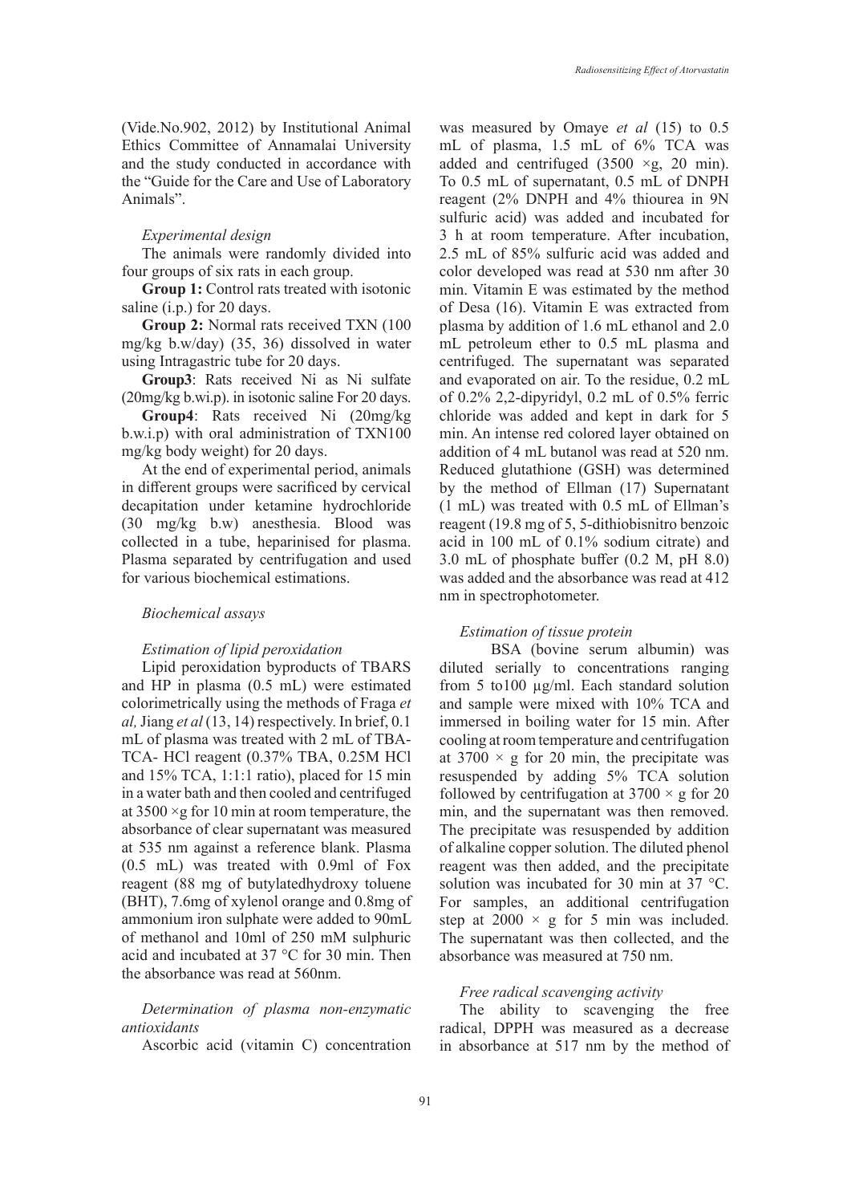(Vide.No.902, 2012) by Institutional Animal Ethics Committee of Annamalai University and the study conducted in accordance with the "Guide for the Care and Use of Laboratory Animals".

*Experimental design*

The animals were randomly divided into four groups of six rats in each group.

**Group 1:** Control rats treated with isotonic saline (i.p.) for 20 days.

**Group 2:** Normal rats received TXN (100 mg/kg b.w/day) (35, 36) dissolved in water using Intragastric tube for 20 days.

**Group3**: Rats received Ni as Ni sulfate (20mg/kg b.wi.p). in isotonic saline For 20 days.

**Group4**: Rats received Ni (20mg/kg b.w.i.p) with oral administration of TXN100 mg/kg body weight) for 20 days.

At the end of experimental period, animals in different groups were sacrificed by cervical decapitation under ketamine hydrochloride (30 mg/kg b.w) anesthesia. Blood was collected in a tube, heparinised for plasma. Plasma separated by centrifugation and used for various biochemical estimations.

*Biochemical assays*

*Estimation of lipid peroxidation*

Lipid peroxidation byproducts of TBARS and HP in plasma (0.5 mL) were estimated colorimetrically using the methods of Fraga *et al,* Jiang *et al* (13, 14) respectively. In brief, 0.1 mL of plasma was treated with 2 mL of TBA-TCA- HCl reagent (0.37% TBA, 0.25M HCl and 15% TCA, 1:1:1 ratio), placed for 15 min in a water bath and then cooled and centrifuged at 3500 ×g for 10 min at room temperature, the absorbance of clear supernatant was measured at 535 nm against a reference blank. Plasma (0.5 mL) was treated with 0.9ml of Fox reagent (88 mg of butylatedhydroxy toluene (BHT), 7.6mg of xylenol orange and 0.8mg of ammonium iron sulphate were added to 90mL of methanol and 10ml of 250 mM sulphuric acid and incubated at 37 °C for 30 min. Then the absorbance was read at 560nm.

*Determination of plasma non-enzymatic antioxidants*

Ascorbic acid (vitamin C) concentration was measured by Omaye *et al* (15) to 0.5 mL of plasma, 1.5 mL of 6% TCA was added and centrifuged (3500 ×g, 20 min). To 0.5 mL of supernatant, 0.5 mL of DNPH reagent (2% DNPH and 4% thiourea in 9N sulfuric acid) was added and incubated for 3 h at room temperature. After incubation, 2.5 mL of 85% sulfuric acid was added and color developed was read at 530 nm after 30 min. Vitamin E was estimated by the method of Desa (16). Vitamin E was extracted from plasma by addition of 1.6 mL ethanol and 2.0 mL petroleum ether to 0.5 mL plasma and centrifuged. The supernatant was separated and evaporated on air. To the residue, 0.2 mL of 0.2% 2,2-dipyridyl, 0.2 mL of 0.5% ferric chloride was added and kept in dark for 5 min. An intense red colored layer obtained on addition of 4 mL butanol was read at 520 nm. Reduced glutathione (GSH) was determined by the method of Ellman (17) Supernatant (1 mL) was treated with 0.5 mL of Ellman's reagent (19.8 mg of 5, 5-dithiobisnitro benzoic acid in 100 mL of 0.1% sodium citrate) and 3.0 mL of phosphate buffer (0.2 M, pH 8.0) was added and the absorbance was read at 412 nm in spectrophotometer.

*Estimation of tissue protein*

BSA (bovine serum albumin) was diluted serially to concentrations ranging from 5 to100 µg/ml. Each standard solution and sample were mixed with 10% TCA and immersed in boiling water for 15 min. After cooling at room temperature and centrifugation at 3700 × g for 20 min, the precipitate was resuspended by adding 5% TCA solution followed by centrifugation at 3700 × g for 20 min, and the supernatant was then removed. The precipitate was resuspended by addition of alkaline copper solution. The diluted phenol reagent was then added, and the precipitate solution was incubated for 30 min at 37 °C. For samples, an additional centrifugation step at 2000 × g for 5 min was included. The supernatant was then collected, and the absorbance was measured at 750 nm.

*Free radical scavenging activity*

The ability to scavenging the free radical, DPPH was measured as a decrease in absorbance at 517 nm by the method of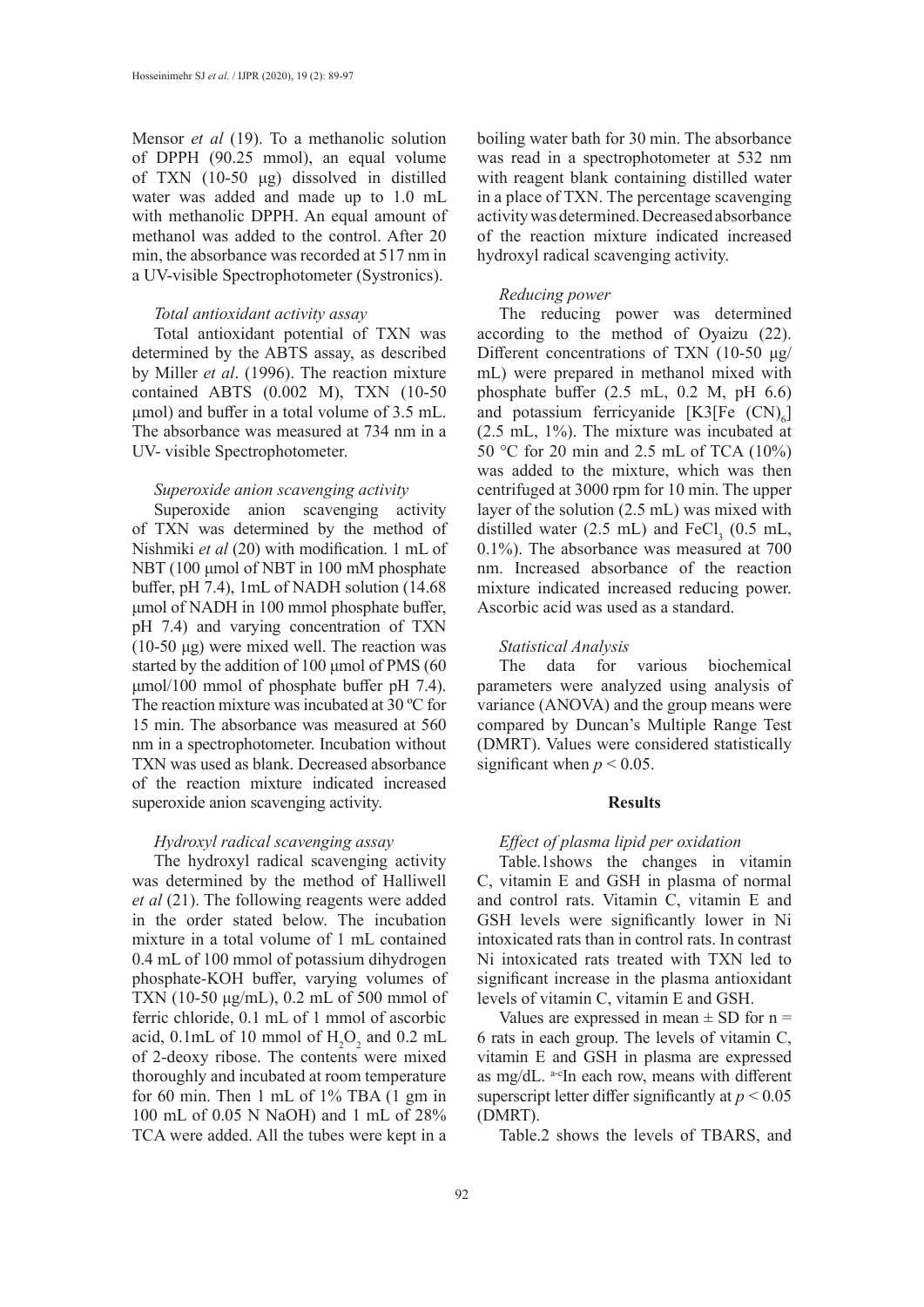Mensor *et al* (19). To a methanolic solution of DPPH (90.25 mmol), an equal volume of TXN (10-50 µg) dissolved in distilled water was added and made up to 1.0 mL with methanolic DPPH. An equal amount of methanol was added to the control. After 20 min, the absorbance was recorded at 517 nm in a UV-visible Spectrophotometer (Systronics).

*Total antioxidant activity assay*

Total antioxidant potential of TXN was determined by the ABTS assay, as described by Miller *et al*. (1996). The reaction mixture contained ABTS (0.002 M), TXN (10-50 µmol) and buffer in a total volume of 3.5 mL. The absorbance was measured at 734 nm in a UV- visible Spectrophotometer.

*Superoxide anion scavenging activity*

Superoxide anion scavenging activity of TXN was determined by the method of Nishmiki *et al* (20) with modification. 1 mL of NBT (100 µmol of NBT in 100 mM phosphate buffer, pH 7.4), 1mL of NADH solution (14.68 µmol of NADH in 100 mmol phosphate buffer, pH 7.4) and varying concentration of TXN (10-50 µg) were mixed well. The reaction was started by the addition of 100 µmol of PMS (60 µmol/100 mmol of phosphate buffer pH 7.4). The reaction mixture was incubated at 30 ºC for 15 min. The absorbance was measured at 560 nm in a spectrophotometer. Incubation without TXN was used as blank. Decreased absorbance of the reaction mixture indicated increased superoxide anion scavenging activity.

*Hydroxyl radical scavenging assay*

The hydroxyl radical scavenging activity was determined by the method of Halliwell *et al* (21). The following reagents were added in the order stated below. The incubation mixture in a total volume of 1 mL contained 0.4 mL of 100 mmol of potassium dihydrogen phosphate-KOH buffer, varying volumes of TXN (10-50 µg/mL), 0.2 mL of 500 mmol of ferric chloride, 0.1 mL of 1 mmol of ascorbic acid, 0.1mL of 10 mmol of $H_2O_2$ and 0.2 mL of 2-deoxy ribose. The contents were mixed thoroughly and incubated at room temperature for 60 min. Then 1 mL of 1% TBA (1 gm in 100 mL of 0.05 N NaOH) and 1 mL of 28% TCA were added. All the tubes were kept in a boiling water bath for 30 min. The absorbance was read in a spectrophotometer at 532 nm with reagent blank containing distilled water in a place of TXN. The percentage scavenging activity was determined. Decreased absorbance of the reaction mixture indicated increased hydroxyl radical scavenging activity.

*Reducing power*

The reducing power was determined according to the method of Oyaizu (22). Different concentrations of TXN (10-50 µg/mL) were prepared in methanol mixed with phosphate buffer (2.5 mL, 0.2 M, pH 6.6) and potassium ferricyanide [K3[Fe $(CN)_6$] (2.5 mL, 1%). The mixture was incubated at 50 °C for 20 min and 2.5 mL of TCA (10%) was added to the mixture, which was then centrifuged at 3000 rpm for 10 min. The upper layer of the solution (2.5 mL) was mixed with distilled water (2.5 mL) and $FeCl_3$ (0.5 mL, 0.1%). The absorbance was measured at 700 nm. Increased absorbance of the reaction mixture indicated increased reducing power. Ascorbic acid was used as a standard.

*Statistical Analysis*

The data for various biochemical parameters were analyzed using analysis of variance (ANOVA) and the group means were compared by Duncan's Multiple Range Test (DMRT). Values were considered statistically significant when $p < 0.05$.

## Results

*Effect of plasma lipid per oxidation*

Table.1shows the changes in vitamin C, vitamin E and GSH in plasma of normal and control rats. Vitamin C, vitamin E and GSH levels were significantly lower in Ni intoxicated rats than in control rats. In contrast Ni intoxicated rats treated with TXN led to significant increase in the plasma antioxidant levels of vitamin C, vitamin E and GSH.

Values are expressed in mean ± SD for n = 6 rats in each group. The levels of vitamin C, vitamin E and GSH in plasma are expressed as mg/dL. [a-c]In each row, means with different superscript letter differ significantly at $p < 0.05$ (DMRT).

Table.2 shows the levels of TBARS, and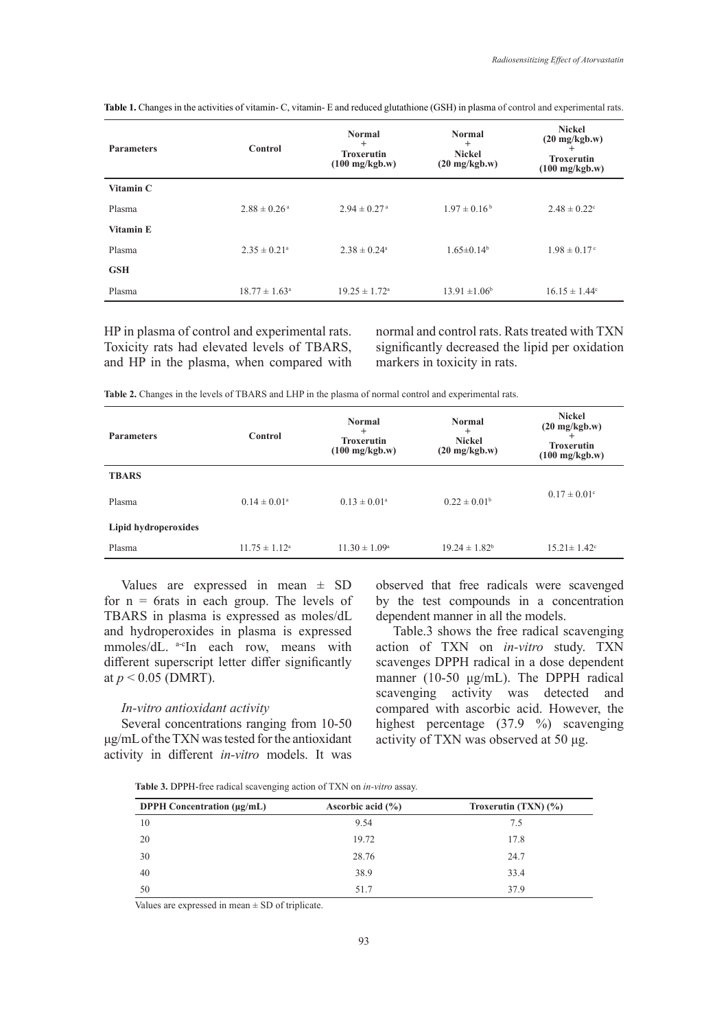**Table 1.** Changes in the activities of vitamin- C, vitamin- E and reduced glutathione (GSH) in plasma of control and experimental rats.

| Parameters | Control | Normal + Troxerutin (100 mg/kgb.w) | Normal + Nickel (20 mg/kgb.w) | Nickel (20 mg/kgb.w) + Troxerutin (100 mg/kgb.w) |
|---|---|---|---|---|
| **Vitamin C** | | | | |
| Plasma | $2.88 \pm 0.26^{a}$ | $2.94 \pm 0.27^{a}$ | $1.97 \pm 0.16^{b}$ | $2.48 \pm 0.22^{c}$ |
| **Vitamin E** | | | | |
| Plasma | $2.35 \pm 0.21^{a}$ | $2.38 \pm 0.24^{a}$ | $1.65 \pm 0.14^{b}$ | $1.98 \pm 0.17^{c}$ |
| **GSH** | | | | |
| Plasma | $18.77 \pm 1.63^{a}$ | $19.25 \pm 1.72^{a}$ | $13.91 \pm 1.06^{b}$ | $16.15 \pm 1.44^{c}$ |

HP in plasma of control and experimental rats. Toxicity rats had elevated levels of TBARS, and HP in the plasma, when compared with normal and control rats. Rats treated with TXN significantly decreased the lipid per oxidation markers in toxicity in rats.

**Table 2.** Changes in the levels of TBARS and LHP in the plasma of normal control and experimental rats.

| Parameters | Control | Normal + Troxerutin (100 mg/kgb.w) | Normal + Nickel (20 mg/kgb.w) | Nickel (20 mg/kgb.w) + Troxerutin (100 mg/kgb.w) |
|---|---|---|---|---|
| **TBARS** | | | | |
| Plasma | $0.14 \pm 0.01^{a}$ | $0.13 \pm 0.01^{a}$ | $0.22 \pm 0.01^{b}$ | $0.17 \pm 0.01^{c}$ |
| **Lipid hydroperoxides** | | | | |
| Plasma | $11.75 \pm 1.12^{a}$ | $11.30 \pm 1.09^{a}$ | $19.24 \pm 1.82^{b}$ | $15.21 \pm 1.42^{c}$ |

Values are expressed in mean ± SD for n = 6rats in each group. The levels of TBARS in plasma is expressed as moles/dL and hydroperoxides in plasma is expressed mmoles/dL. [a-c]In each row, means with different superscript letter differ significantly at $p < 0.05$ (DMRT).

*In-vitro antioxidant activity*

Several concentrations ranging from 10-50 µg/mL of the TXN was tested for the antioxidant activity in different *in-vitro* models. It was observed that free radicals were scavenged by the test compounds in a concentration dependent manner in all the models.

Table.3 shows the free radical scavenging action of TXN on *in-vitro* study. TXN scavenges DPPH radical in a dose dependent manner (10-50 µg/mL). The DPPH radical scavenging activity was detected and compared with ascorbic acid. However, the highest percentage (37.9 %) scavenging activity of TXN was observed at 50 µg.

**Table 3.** DPPH-free radical scavenging action of TXN on *in-vitro* assay.

| DPPH Concentration (µg/mL) | Ascorbic acid (%) | Troxerutin (TXN) (%) |
|---|---|---|
| 10 | 9.54 | 7.5 |
| 20 | 19.72 | 17.8 |
| 30 | 28.76 | 24.7 |
| 40 | 38.9 | 33.4 |
| 50 | 51.7 | 37.9 |

Values are expressed in mean ± SD of triplicate.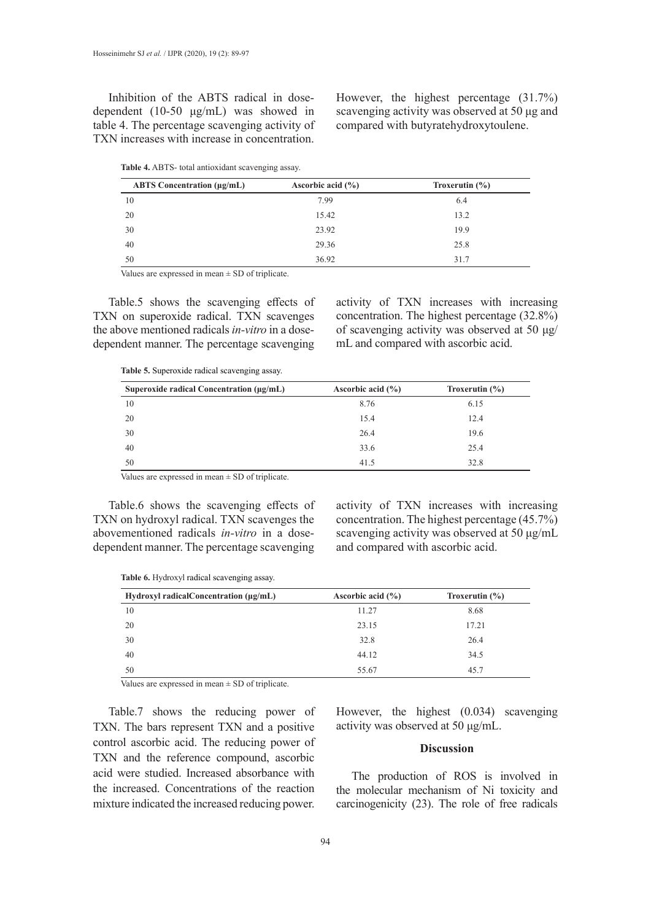Inhibition of the ABTS radical in dose-dependent (10-50 µg/mL) was showed in table 4. The percentage scavenging activity of TXN increases with increase in concentration. However, the highest percentage (31.7%) scavenging activity was observed at 50 µg and compared with butyratehydroxytoulene.

**Table 4.** ABTS- total antioxidant scavenging assay.

| ABTS Concentration (µg/mL) | Ascorbic acid (%) | Troxerutin (%) |
|---|---|---|
| 10 | 7.99 | 6.4 |
| 20 | 15.42 | 13.2 |
| 30 | 23.92 | 19.9 |
| 40 | 29.36 | 25.8 |
| 50 | 36.92 | 31.7 |

Values are expressed in mean ± SD of triplicate.

Table.5 shows the scavenging effects of TXN on superoxide radical. TXN scavenges the above mentioned radicals *in-vitro* in a dose-dependent manner. The percentage scavenging activity of TXN increases with increasing concentration. The highest percentage (32.8%) of scavenging activity was observed at 50 µg/mL and compared with ascorbic acid.

**Table 5.** Superoxide radical scavenging assay.

| Superoxide radical Concentration (µg/mL) | Ascorbic acid (%) | Troxerutin (%) |
|---|---|---|
| 10 | 8.76 | 6.15 |
| 20 | 15.4 | 12.4 |
| 30 | 26.4 | 19.6 |
| 40 | 33.6 | 25.4 |
| 50 | 41.5 | 32.8 |

Values are expressed in mean ± SD of triplicate.

Table.6 shows the scavenging effects of TXN on hydroxyl radical. TXN scavenges the abovementioned radicals *in-vitro* in a dose-dependent manner. The percentage scavenging activity of TXN increases with increasing concentration. The highest percentage (45.7%) scavenging activity was observed at 50 µg/mL and compared with ascorbic acid.

**Table 6.** Hydroxyl radical scavenging assay.

| Hydroxyl radicalConcentration (µg/mL) | Ascorbic acid (%) | Troxerutin (%) |
|---|---|---|
| 10 | 11.27 | 8.68 |
| 20 | 23.15 | 17.21 |
| 30 | 32.8 | 26.4 |
| 40 | 44.12 | 34.5 |
| 50 | 55.67 | 45.7 |

Values are expressed in mean ± SD of triplicate.

Table.7 shows the reducing power of TXN. The bars represent TXN and a positive control ascorbic acid. The reducing power of TXN and the reference compound, ascorbic acid were studied. Increased absorbance with the increased. Concentrations of the reaction mixture indicated the increased reducing power. However, the highest (0.034) scavenging activity was observed at 50 µg/mL.

## Discussion

The production of ROS is involved in the molecular mechanism of Ni toxicity and carcinogenicity (23). The role of free radicals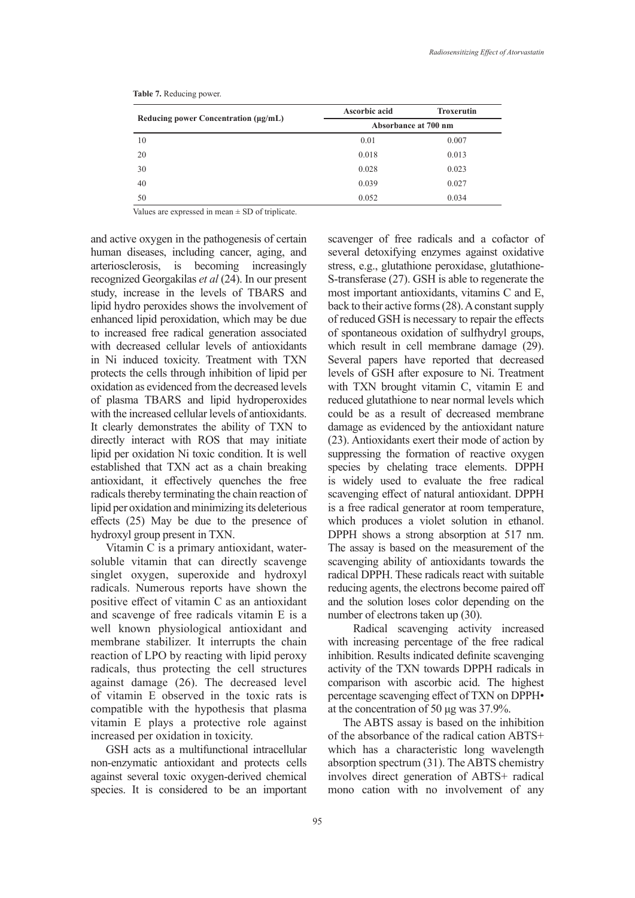**Table 7.** Reducing power.

| Reducing power Concentration (μg/mL) | Ascorbic acid | Troxerutin |
|---|---|---|
| | Absorbance at 700 nm | |
| 10 | 0.01 | 0.007 |
| 20 | 0.018 | 0.013 |
| 30 | 0.028 | 0.023 |
| 40 | 0.039 | 0.027 |
| 50 | 0.052 | 0.034 |

Values are expressed in mean ± SD of triplicate.

and active oxygen in the pathogenesis of certain human diseases, including cancer, aging, and arteriosclerosis, is becoming increasingly recognized Georgakilas *et al* (24). In our present study, increase in the levels of TBARS and lipid hydro peroxides shows the involvement of enhanced lipid peroxidation, which may be due to increased free radical generation associated with decreased cellular levels of antioxidants in Ni induced toxicity. Treatment with TXN protects the cells through inhibition of lipid per oxidation as evidenced from the decreased levels of plasma TBARS and lipid hydroperoxides with the increased cellular levels of antioxidants. It clearly demonstrates the ability of TXN to directly interact with ROS that may initiate lipid per oxidation Ni toxic condition. It is well established that TXN act as a chain breaking antioxidant, it effectively quenches the free radicals thereby terminating the chain reaction of lipid per oxidation and minimizing its deleterious effects (25) May be due to the presence of hydroxyl group present in TXN.

Vitamin C is a primary antioxidant, water-soluble vitamin that can directly scavenge singlet oxygen, superoxide and hydroxyl radicals. Numerous reports have shown the positive effect of vitamin C as an antioxidant and scavenge of free radicals vitamin E is a well known physiological antioxidant and membrane stabilizer. It interrupts the chain reaction of LPO by reacting with lipid peroxy radicals, thus protecting the cell structures against damage (26). The decreased level of vitamin E observed in the toxic rats is compatible with the hypothesis that plasma vitamin E plays a protective role against increased per oxidation in toxicity.

GSH acts as a multifunctional intracellular non-enzymatic antioxidant and protects cells against several toxic oxygen-derived chemical species. It is considered to be an important scavenger of free radicals and a cofactor of several detoxifying enzymes against oxidative stress, e.g., glutathione peroxidase, glutathione-S-transferase (27). GSH is able to regenerate the most important antioxidants, vitamins C and E, back to their active forms (28). A constant supply of reduced GSH is necessary to repair the effects of spontaneous oxidation of sulfhydryl groups, which result in cell membrane damage (29). Several papers have reported that decreased levels of GSH after exposure to Ni. Treatment with TXN brought vitamin C, vitamin E and reduced glutathione to near normal levels which could be as a result of decreased membrane damage as evidenced by the antioxidant nature (23). Antioxidants exert their mode of action by suppressing the formation of reactive oxygen species by chelating trace elements. DPPH is widely used to evaluate the free radical scavenging effect of natural antioxidant. DPPH is a free radical generator at room temperature, which produces a violet solution in ethanol. DPPH shows a strong absorption at 517 nm. The assay is based on the measurement of the scavenging ability of antioxidants towards the radical DPPH. These radicals react with suitable reducing agents, the electrons become paired off and the solution loses color depending on the number of electrons taken up (30).

Radical scavenging activity increased with increasing percentage of the free radical inhibition. Results indicated definite scavenging activity of the TXN towards DPPH radicals in comparison with ascorbic acid. The highest percentage scavenging effect of TXN on DPPH• at the concentration of 50 μg was 37.9%.

The ABTS assay is based on the inhibition of the absorbance of the radical cation $ABTS^{+}$ which has a characteristic long wavelength absorption spectrum (31). The ABTS chemistry involves direct generation of $ABTS^{+}$ radical mono cation with no involvement of any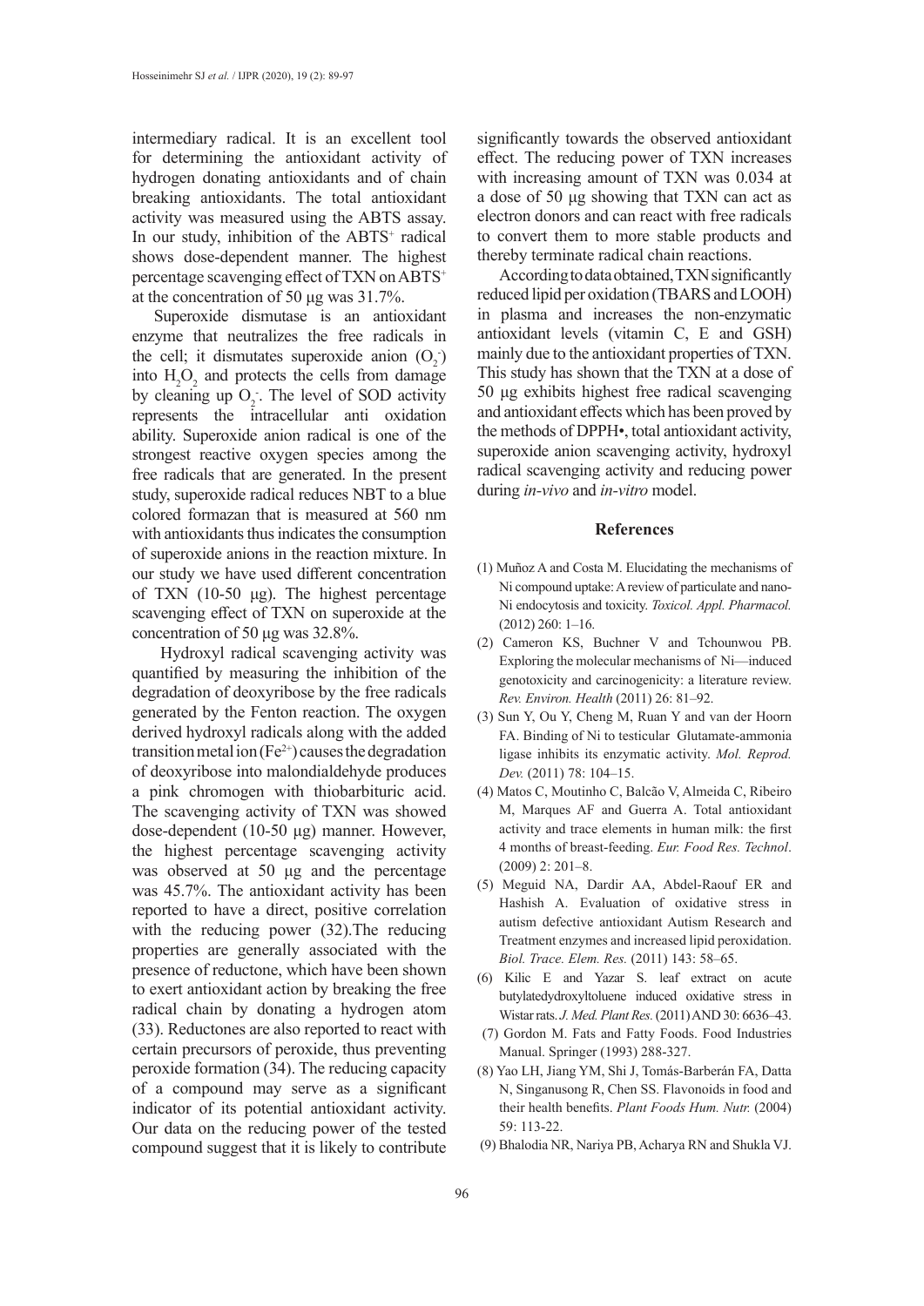intermediary radical. It is an excellent tool for determining the antioxidant activity of hydrogen donating antioxidants and of chain breaking antioxidants. The total antioxidant activity was measured using the ABTS assay. In our study, inhibition of the $ABTS^+$ radical shows dose-dependent manner. The highest percentage scavenging effect of TXN on $ABTS^+$ at the concentration of 50 µg was 31.7%.

Superoxide dismutase is an antioxidant enzyme that neutralizes the free radicals in the cell; it dismutates superoxide anion ($O_2^-$) into $H_2O_2$ and protects the cells from damage by cleaning up $O_2^-$. The level of SOD activity represents the intracellular anti oxidation ability. Superoxide anion radical is one of the strongest reactive oxygen species among the free radicals that are generated. In the present study, superoxide radical reduces NBT to a blue colored formazan that is measured at 560 nm with antioxidants thus indicates the consumption of superoxide anions in the reaction mixture. In our study we have used different concentration of TXN (10-50 µg). The highest percentage scavenging effect of TXN on superoxide at the concentration of 50 µg was 32.8%.

Hydroxyl radical scavenging activity was quantified by measuring the inhibition of the degradation of deoxyribose by the free radicals generated by the Fenton reaction. The oxygen derived hydroxyl radicals along with the added transition metal ion ($Fe^{2+}$) causes the degradation of deoxyribose into malondialdehyde produces a pink chromogen with thiobarbituric acid. The scavenging activity of TXN was showed dose-dependent (10-50 µg) manner. However, the highest percentage scavenging activity was observed at 50 µg and the percentage was 45.7%. The antioxidant activity has been reported to have a direct, positive correlation with the reducing power (32).The reducing properties are generally associated with the presence of reductone, which have been shown to exert antioxidant action by breaking the free radical chain by donating a hydrogen atom (33). Reductones are also reported to react with certain precursors of peroxide, thus preventing peroxide formation (34). The reducing capacity of a compound may serve as a significant indicator of its potential antioxidant activity. Our data on the reducing power of the tested compound suggest that it is likely to contribute significantly towards the observed antioxidant effect. The reducing power of TXN increases with increasing amount of TXN was 0.034 at a dose of 50 µg showing that TXN can act as electron donors and can react with free radicals to convert them to more stable products and thereby terminate radical chain reactions.

According to data obtained, TXN significantly reduced lipid per oxidation (TBARS and LOOH) in plasma and increases the non-enzymatic antioxidant levels (vitamin C, E and GSH) mainly due to the antioxidant properties of TXN. This study has shown that the TXN at a dose of 50 µg exhibits highest free radical scavenging and antioxidant effects which has been proved by the methods of DPPH•, total antioxidant activity, superoxide anion scavenging activity, hydroxyl radical scavenging activity and reducing power during *in-vivo* and *in-vitro* model.

## References

(1) Muñoz A and Costa M. Elucidating the mechanisms of Ni compound uptake: A review of particulate and nano-Ni endocytosis and toxicity. *Toxicol. Appl. Pharmacol.* (2012) 260: 1–16.

(2) Cameron KS, Buchner V and Tchounwou PB. Exploring the molecular mechanisms of Ni—induced genotoxicity and carcinogenicity: a literature review. *Rev. Environ. Health* (2011) 26: 81–92.

(3) Sun Y, Ou Y, Cheng M, Ruan Y and van der Hoorn FA. Binding of Ni to testicular Glutamate-ammonia ligase inhibits its enzymatic activity. *Mol. Reprod. Dev.* (2011) 78: 104–15.

(4) Matos C, Moutinho C, Balcão V, Almeida C, Ribeiro M, Marques AF and Guerra A. Total antioxidant activity and trace elements in human milk: the first 4 months of breast-feeding. *Eur. Food Res. Technol*. (2009) 2: 201–8.

(5) Meguid NA, Dardir AA, Abdel-Raouf ER and Hashish A. Evaluation of oxidative stress in autism defective antioxidant Autism Research and Treatment enzymes and increased lipid peroxidation. *Biol. Trace. Elem. Res.* (2011) 143: 58–65.

(6) Kilic E and Yazar S. leaf extract on acute butylatedydroxyltoluene induced oxidative stress in Wistar rats. *J. Med. Plant Res.* (2011) AND 30: 6636–43.

(7) Gordon M. Fats and Fatty Foods. Food Industries Manual. Springer (1993) 288-327.

(8) Yao LH, Jiang YM, Shi J, Tomás-Barberán FA, Datta N, Singanusong R, Chen SS. Flavonoids in food and their health benefits. *Plant Foods Hum. Nutr.* (2004) 59: 113-22.

(9) Bhalodia NR, Nariya PB, Acharya RN and Shukla VJ.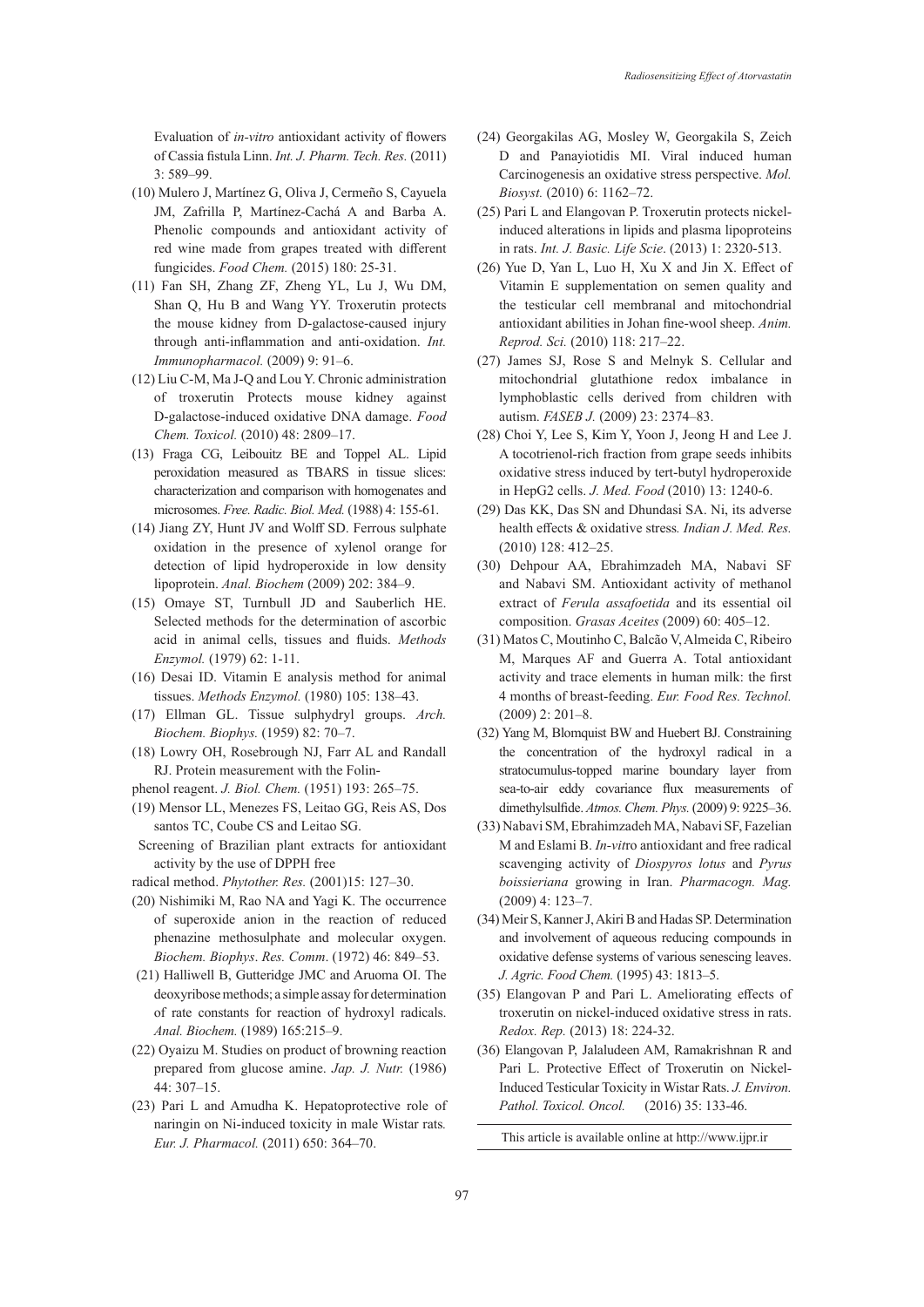Evaluation of *in-vitro* antioxidant activity of flowers of Cassia fistula Linn. *Int. J. Pharm. Tech. Res.* (2011) 3: 589–99.

(10) Mulero J, Martínez G, Oliva J, Cermeño S, Cayuela JM, Zafrilla P, Martínez-Cachá A and Barba A. Phenolic compounds and antioxidant activity of red wine made from grapes treated with different fungicides. *Food Chem.* (2015) 180: 25-31.

(11) Fan SH, Zhang ZF, Zheng YL, Lu J, Wu DM, Shan Q, Hu B and Wang YY. Troxerutin protects the mouse kidney from D-galactose-caused injury through anti-inflammation and anti-oxidation. *Int. Immunopharmacol.* (2009) 9: 91–6.

(12) Liu C-M, Ma J-Q and Lou Y. Chronic administration of troxerutin Protects mouse kidney against D-galactose-induced oxidative DNA damage. *Food Chem. Toxicol.* (2010) 48: 2809–17.

(13) Fraga CG, Leibouitz BE and Toppel AL. Lipid peroxidation measured as TBARS in tissue slices: characterization and comparison with homogenates and microsomes. *Free. Radic. Biol. Med.* (1988) 4: 155-61.

(14) Jiang ZY, Hunt JV and Wolff SD. Ferrous sulphate oxidation in the presence of xylenol orange for detection of lipid hydroperoxide in low density lipoprotein. *Anal. Biochem* (2009) 202: 384–9.

(15) Omaye ST, Turnbull JD and Sauberlich HE. Selected methods for the determination of ascorbic acid in animal cells, tissues and fluids. *Methods Enzymol.* (1979) 62: 1-11.

(16) Desai ID. Vitamin E analysis method for animal tissues. *Methods Enzymol.* (1980) 105: 138–43.

(17) Ellman GL. Tissue sulphydryl groups. *Arch. Biochem. Biophys.* (1959) 82: 70–7.

(18) Lowry OH, Rosebrough NJ, Farr AL and Randall RJ. Protein measurement with the Folin-phenol reagent. *J. Biol. Chem.* (1951) 193: 265–75.

(19) Mensor LL, Menezes FS, Leitao GG, Reis AS, Dos santos TC, Coube CS and Leitao SG. Screening of Brazilian plant extracts for antioxidant activity by the use of DPPH free radical method. *Phytother. Res.* (2001)15: 127–30.

(20) Nishimiki M, Rao NA and Yagi K. The occurrence of superoxide anion in the reaction of reduced phenazine methosulphate and molecular oxygen. *Biochem. Biophys*. *Res. Comm*. (1972) 46: 849–53.

(21) Halliwell B, Gutteridge JMC and Aruoma OI. The deoxyribose methods; a simple assay for determination of rate constants for reaction of hydroxyl radicals. *Anal. Biochem.* (1989) 165:215–9.

(22) Oyaizu M. Studies on product of browning reaction prepared from glucose amine. *Jap. J. Nutr.* (1986) 44: 307–15.

(23) Pari L and Amudha K. Hepatoprotective role of naringin on Ni-induced toxicity in male Wistar rats*. Eur. J. Pharmacol.* (2011) 650: 364–70.

(24) Georgakilas AG, Mosley W, Georgakila S, Zeich D and Panayiotidis MI. Viral induced human Carcinogenesis an oxidative stress perspective. *Mol. Biosyst.* (2010) 6: 1162–72.

(25) Pari L and Elangovan P. Troxerutin protects nickel-induced alterations in lipids and plasma lipoproteins in rats. *Int. J. Basic. Life Scie*. (2013) 1: 2320-513.

(26) Yue D, Yan L, Luo H, Xu X and Jin X. Effect of Vitamin E supplementation on semen quality and the testicular cell membranal and mitochondrial antioxidant abilities in Johan fine-wool sheep. *Anim. Reprod. Sci.* (2010) 118: 217–22.

(27) James SJ, Rose S and Melnyk S. Cellular and mitochondrial glutathione redox imbalance in lymphoblastic cells derived from children with autism. *FASEB J.* (2009) 23: 2374–83.

(28) Choi Y, Lee S, Kim Y, Yoon J, Jeong H and Lee J. A tocotrienol-rich fraction from grape seeds inhibits oxidative stress induced by tert-butyl hydroperoxide in HepG2 cells. *J. Med. Food* (2010) 13: 1240-6.

(29) Das KK, Das SN and Dhundasi SA. Ni, its adverse health effects & oxidative stress*. Indian J. Med. Res.* (2010) 128: 412–25.

(30) Dehpour AA, Ebrahimzadeh MA, Nabavi SF and Nabavi SM. Antioxidant activity of methanol extract of *Ferula assafoetida* and its essential oil composition. *Grasas Aceites* (2009) 60: 405–12.

(31) Matos C, Moutinho C, Balcão V, Almeida C, Ribeiro M, Marques AF and Guerra A. Total antioxidant activity and trace elements in human milk: the first 4 months of breast-feeding. *Eur. Food Res. Technol.* (2009) 2: 201–8.

(32) Yang M, Blomquist BW and Huebert BJ. Constraining the concentration of the hydroxyl radical in a stratocumulus-topped marine boundary layer from sea-to-air eddy covariance flux measurements of dimethylsulfide. *Atmos. Chem. Phys.* (2009) 9: 9225–36.

(33) Nabavi SM, Ebrahimzadeh MA, Nabavi SF, Fazelian M and Eslami B. *In-vit*ro antioxidant and free radical scavenging activity of *Diospyros lotus* and *Pyrus boissieriana* growing in Iran. *Pharmacogn. Mag.* (2009) 4: 123–7.

(34) Meir S, Kanner J, Akiri B and Hadas SP. Determination and involvement of aqueous reducing compounds in oxidative defense systems of various senescing leaves. *J. Agric. Food Chem.* (1995) 43: 1813–5.

(35) Elangovan P and Pari L. Ameliorating effects of troxerutin on nickel-induced oxidative stress in rats. *Redox. Rep.* (2013) 18: 224-32.

(36) Elangovan P, Jalaludeen AM, Ramakrishnan R and Pari L. Protective Effect of Troxerutin on Nickel-Induced Testicular Toxicity in Wistar Rats. *J. Environ. Pathol. Toxicol. Oncol.* (2016) 35: 133-46.

This article is available online at http://www.ijpr.ir